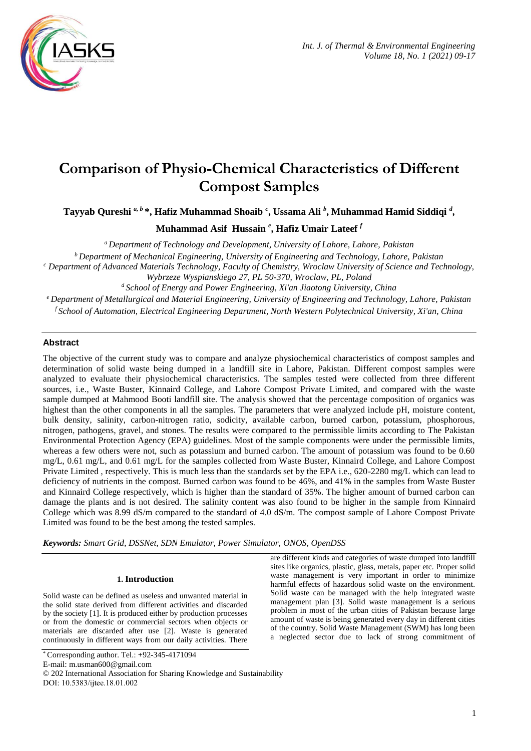# Comparison of Physio-Chemical Characteristics of Different Compost Samples

**Tayyab Qureshi [a, b] *, Hafiz Muhammad Shoaib [c], Ussama Ali [b], Muhammad Hamid Siddiqi [d], Muhammad Asif Hussain [e], Hafiz Umair Lateef [f]**

[a] *Department of Technology and Development, University of Lahore, Lahore, Pakistan*

[b] *Department of Mechanical Engineering, University of Engineering and Technology, Lahore, Pakistan*

[c] *Department of Advanced Materials Technology, Faculty of Chemistry, Wroclaw University of Science and Technology, Wybrzeze Wyspianskiego 27, PL 50-370, Wroclaw, PL, Poland*

[d] *School of Energy and Power Engineering, Xi'an Jiaotong University, China*

[e] *Department of Metallurgical and Material Engineering, University of Engineering and Technology, Lahore, Pakistan*

[f] *School of Automation, Electrical Engineering Department, North Western Polytechnical University, Xi'an, China*

## Abstract

The objective of the current study was to compare and analyze physiochemical characteristics of compost samples and determination of solid waste being dumped in a landfill site in Lahore, Pakistan. Different compost samples were analyzed to evaluate their physiochemical characteristics. The samples tested were collected from three different sources, i.e., Waste Buster, Kinnaird College, and Lahore Compost Private Limited, and compared with the waste sample dumped at Mahmood Booti landfill site. The analysis showed that the percentage composition of organics was highest than the other components in all the samples. The parameters that were analyzed include pH, moisture content, bulk density, salinity, carbon-nitrogen ratio, sodicity, available carbon, burned carbon, potassium, phosphorous, nitrogen, pathogens, gravel, and stones. The results were compared to the permissible limits according to The Pakistan Environmental Protection Agency (EPA) guidelines. Most of the sample components were under the permissible limits, whereas a few others were not, such as potassium and burned carbon. The amount of potassium was found to be 0.60 mg/L, 0.61 mg/L, and 0.61 mg/L for the samples collected from Waste Buster, Kinnaird College, and Lahore Compost Private Limited , respectively. This is much less than the standards set by the EPA i.e., 620-2280 mg/L which can lead to deficiency of nutrients in the compost. Burned carbon was found to be 46%, and 41% in the samples from Waste Buster and Kinnaird College respectively, which is higher than the standard of 35%. The higher amount of burned carbon can damage the plants and is not desired. The salinity content was also found to be higher in the sample from Kinnaird College which was 8.99 dS/m compared to the standard of 4.0 dS/m. The compost sample of Lahore Compost Private Limited was found to be the best among the tested samples.

***Keywords:*** *Smart Grid, DSSNet, SDN Emulator, Power Simulator, ONOS, OpenDSS*

## 1. Introduction

Solid waste can be defined as useless and unwanted material in the solid state derived from different activities and discarded by the society [1]. It is produced either by production processes or from the domestic or commercial sectors when objects or materials are discarded after use [2]. Waste is generated continuously in different ways from our daily activities. There are different kinds and categories of waste dumped into landfill sites like organics, plastic, glass, metals, paper etc. Proper solid waste management is very important in order to minimize harmful effects of hazardous solid waste on the environment. Solid waste can be managed with the help integrated waste management plan [3]. Solid waste management is a serious problem in most of the urban cities of Pakistan because large amount of waste is being generated every day in different cities of the country. Solid Waste Management (SWM) has long been a neglected sector due to lack of strong commitment of

---

* Corresponding author. Tel.: +92-345-4171094

E-mail: m.usman600@gmail.com

© 202 International Association for Sharing Knowledge and Sustainability

DOI: 10.5383/ijtee.18.01.002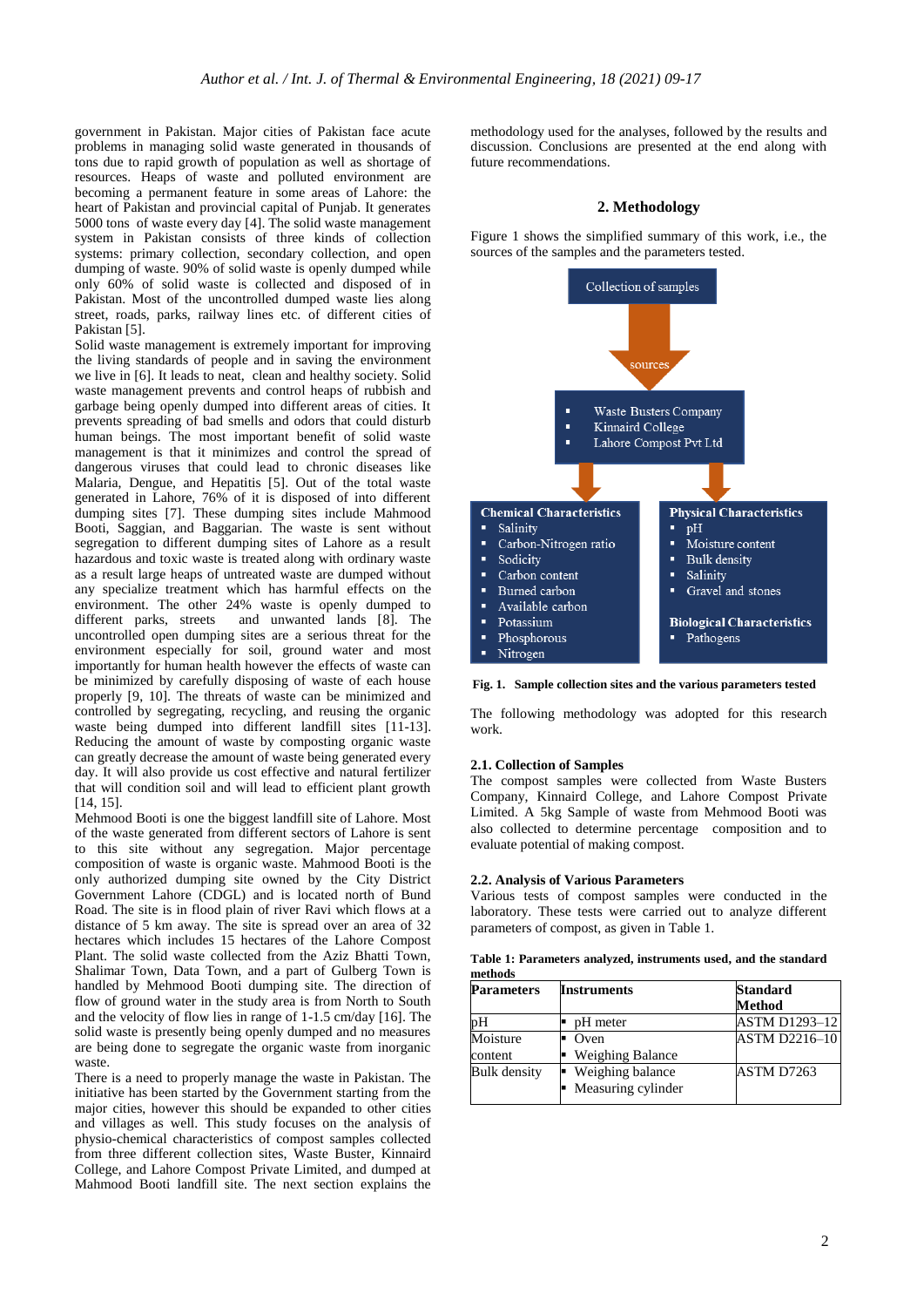government in Pakistan. Major cities of Pakistan face acute problems in managing solid waste generated in thousands of tons due to rapid growth of population as well as shortage of resources. Heaps of waste and polluted environment are becoming a permanent feature in some areas of Lahore: the heart of Pakistan and provincial capital of Punjab. It generates 5000 tons of waste every day [4]. The solid waste management system in Pakistan consists of three kinds of collection systems: primary collection, secondary collection, and open dumping of waste. 90% of solid waste is openly dumped while only 60% of solid waste is collected and disposed of in Pakistan. Most of the uncontrolled dumped waste lies along street, roads, parks, railway lines etc. of different cities of Pakistan [5].

Solid waste management is extremely important for improving the living standards of people and in saving the environment we live in [6]. It leads to neat, clean and healthy society. Solid waste management prevents and control heaps of rubbish and garbage being openly dumped into different areas of cities. It prevents spreading of bad smells and odors that could disturb human beings. The most important benefit of solid waste management is that it minimizes and control the spread of dangerous viruses that could lead to chronic diseases like Malaria, Dengue, and Hepatitis [5]. Out of the total waste generated in Lahore, 76% of it is disposed of into different dumping sites [7]. These dumping sites include Mahmood Booti, Saggian, and Baggarian. The waste is sent without segregation to different dumping sites of Lahore as a result hazardous and toxic waste is treated along with ordinary waste as a result large heaps of untreated waste are dumped without any specialize treatment which has harmful effects on the environment. The other 24% waste is openly dumped to different parks, streets and unwanted lands [8]. The uncontrolled open dumping sites are a serious threat for the environment especially for soil, ground water and most importantly for human health however the effects of waste can be minimized by carefully disposing of waste of each house properly [9, 10]. The threats of waste can be minimized and controlled by segregating, recycling, and reusing the organic waste being dumped into different landfill sites [11-13]. Reducing the amount of waste by composting organic waste can greatly decrease the amount of waste being generated every day. It will also provide us cost effective and natural fertilizer that will condition soil and will lead to efficient plant growth [14, 15].

Mehmood Booti is one the biggest landfill site of Lahore. Most of the waste generated from different sectors of Lahore is sent to this site without any segregation. Major percentage composition of waste is organic waste. Mahmood Booti is the only authorized dumping site owned by the City District Government Lahore (CDGL) and is located north of Bund Road. The site is in flood plain of river Ravi which flows at a distance of 5 km away. The site is spread over an area of 32 hectares which includes 15 hectares of the Lahore Compost Plant. The solid waste collected from the Aziz Bhatti Town, Shalimar Town, Data Town, and a part of Gulberg Town is handled by Mehmood Booti dumping site. The direction of flow of ground water in the study area is from North to South and the velocity of flow lies in range of 1-1.5 cm/day [16]. The solid waste is presently being openly dumped and no measures are being done to segregate the organic waste from inorganic waste.

There is a need to properly manage the waste in Pakistan. The initiative has been started by the Government starting from the major cities, however this should be expanded to other cities and villages as well. This study focuses on the analysis of physio-chemical characteristics of compost samples collected from three different collection sites, Waste Buster, Kinnaird College, and Lahore Compost Private Limited, and dumped at Mahmood Booti landfill site. The next section explains the methodology used for the analyses, followed by the results and discussion. Conclusions are presented at the end along with future recommendations.

## 2. Methodology

Figure 1 shows the simplified summary of this work, i.e., the sources of the samples and the parameters tested.

Collection of samples

sources

- Waste Busters Company
- Kinnaird College
- Lahore Compost Pvt Ltd

**Chemical Characteristics**
- Salinity
- Carbon-Nitrogen ratio
- Sodicity
- Carbon content
- Burned carbon
- Available carbon
- Potassium
- Phosphorous
- Nitrogen

**Physical Characteristics**
- pH
- Moisture content
- Bulk density
- Salinity
- Gravel and stones

**Biological Characteristics**
- Pathogens

**Fig. 1.** **Sample collection sites and the various parameters tested**

The following methodology was adopted for this research work.

### 2.1. Collection of Samples

The compost samples were collected from Waste Busters Company, Kinnaird College, and Lahore Compost Private Limited. A 5kg Sample of waste from Mehmood Booti was also collected to determine percentage composition and to evaluate potential of making compost.

### 2.2. Analysis of Various Parameters

Various tests of compost samples were conducted in the laboratory. These tests were carried out to analyze different parameters of compost, as given in Table 1.

**Table 1: Parameters analyzed, instruments used, and the standard methods**

| Parameters | Instruments | Standard Method |
|---|---|---|
| pH | ▪ pH meter | ASTM D1293–12 |
| Moisture content | ▪ Oven<br>▪ Weighing Balance | ASTM D2216–10 |
| Bulk density | ▪ Weighing balance<br>▪ Measuring cylinder | ASTM D7263 |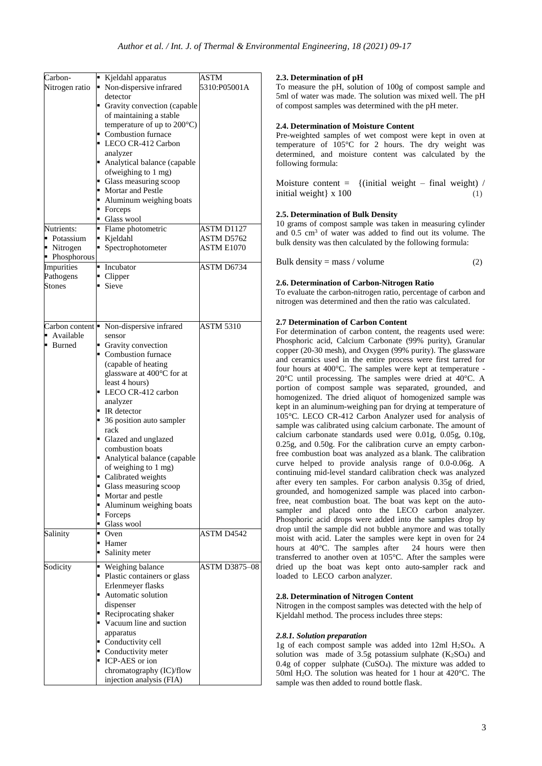| Carbon-Nitrogen ratio | ▪ Kjeldahl apparatus<br>▪ Non-dispersive infrared detector<br>▪ Gravity convection (capable of maintaining a stable temperature of up to 200°C)<br>▪ Combustion furnace<br>▪ LECO CR-412 Carbon analyzer<br>▪ Analytical balance (capable ofweighing to 1 mg)<br>▪ Glass measuring scoop<br>▪ Mortar and Pestle<br>▪ Aluminum weighing boats<br>▪ Forceps<br>▪ Glass wool | ASTM 5310:P05001A |
|---|---|---|
| Nutrients:<br>▪ Potassium<br>▪ Nitrogen<br>▪ Phosphorous | ▪ Flame photometric<br>▪ Kjeldahl<br>▪ Spectrophotometer | ASTM D1127<br>ASTM D5762<br>ASTM E1070 |
| Impurities<br>Pathogens<br>Stones | ▪ Incubator<br>▪ Clipper<br>▪ Sieve | ASTM D6734 |
| Carbon content<br>▪ Available<br>▪ Burned | ▪ Non-dispersive infrared sensor<br>▪ Gravity convection<br>▪ Combustion furnace (capable of heating glassware at 400°C for at least 4 hours)<br>▪ LECO CR-412 carbon analyzer<br>▪ IR detector<br>▪ 36 position auto sampler rack<br>▪ Glazed and unglazed combustion boats<br>▪ Analytical balance (capable of weighing to 1 mg)<br>▪ Calibrated weights<br>▪ Glass measuring scoop<br>▪ Mortar and pestle<br>▪ Aluminum weighing boats<br>▪ Forceps<br>▪ Glass wool | ASTM 5310 |
| Salinity | ▪ Oven<br>▪ Hamer<br>▪ Salinity meter | ASTM D4542 |
| Sodicity | ▪ Weighing balance<br>▪ Plastic containers or glass Erlenmeyer flasks<br>▪ Automatic solution dispenser<br>▪ Reciprocating shaker<br>▪ Vacuum line and suction apparatus<br>▪ Conductivity cell<br>▪ Conductivity meter<br>▪ ICP-AES or ion chromatography (IC)/flow injection analysis (FIA) | ASTM D3875–08 |

### 2.3. Determination of pH

To measure the pH, solution of 100g of compost sample and 5ml of water was made. The solution was mixed well. The pH of compost samples was determined with the pH meter.

### 2.4. Determination of Moisture Content

Pre-weighted samples of wet compost were kept in oven at temperature of 105°C for 2 hours. The dry weight was determined, and moisture content was calculated by the following formula:

$$\text{Moisture content} = \{(\text{initial weight} - \text{final weight}) / \text{initial weight}\} \times 100 \tag{1}$$

### 2.5. Determination of Bulk Density

10 grams of compost sample was taken in measuring cylinder and 0.5 $cm^3$ of water was added to find out its volume. The bulk density was then calculated by the following formula:

$$\text{Bulk density} = \text{mass} / \text{volume} \tag{2}$$

### 2.6. Determination of Carbon-Nitrogen Ratio

To evaluate the carbon-nitrogen ratio, percentage of carbon and nitrogen was determined and then the ratio was calculated.

### 2.7 Determination of Carbon Content

For determination of carbon content, the reagents used were: Phosphoric acid, Calcium Carbonate (99% purity), Granular copper (20-30 mesh), and Oxygen (99% purity). The glassware and ceramics used in the entire process were first tarred for four hours at 400°C. The samples were kept at temperature -20°C until processing. The samples were dried at 40°C. A portion of compost sample was separated, grounded, and homogenized. The dried aliquot of homogenized sample was kept in an aluminum-weighing pan for drying at temperature of 105°C. LECO CR-412 Carbon Analyzer used for analysis of sample was calibrated using calcium carbonate. The amount of calcium carbonate standards used were 0.01g, 0.05g, 0.10g, 0.25g, and 0.50g. For the calibration curve an empty carbon-free combustion boat was analyzed as a blank. The calibration curve helped to provide analysis range of 0.0-0.06g. A continuing mid-level standard calibration check was analyzed after every ten samples. For carbon analysis 0.35g of dried, grounded, and homogenized sample was placed into carbon-free, neat combustion boat. The boat was kept on the auto-sampler and placed onto the LECO carbon analyzer. Phosphoric acid drops were added into the samples drop by drop until the sample did not bubble anymore and was totally moist with acid. Later the samples were kept in oven for 24 hours at 40°C. The samples after 24 hours were then transferred to another oven at 105°C. After the samples were dried up the boat was kept onto auto-sampler rack and loaded to LECO carbon analyzer.

### 2.8. Determination of Nitrogen Content

Nitrogen in the compost samples was detected with the help of Kjeldahl method. The process includes three steps:

#### *2.8.1. Solution preparation*

1g of each compost sample was added into 12ml $H_2SO_4$. A solution was made of 3.5g potassium sulphate ($K_2SO_4$) and 0.4g of copper sulphate ($CuSO_4$). The mixture was added to 50ml $H_2O$. The solution was heated for 1 hour at 420°C. The sample was then added to round bottle flask.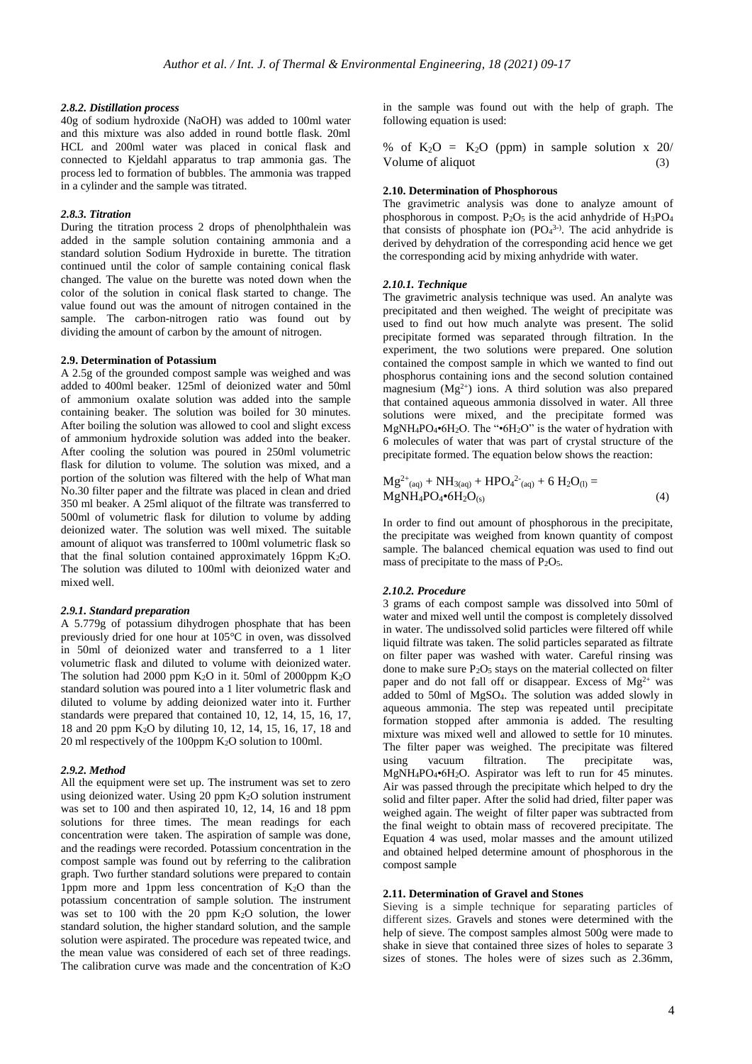#### *2.8.2. Distillation process*

40g of sodium hydroxide (NaOH) was added to 100ml water and this mixture was also added in round bottle flask. 20ml HCL and 200ml water was placed in conical flask and connected to Kjeldahl apparatus to trap ammonia gas. The process led to formation of bubbles. The ammonia was trapped in a cylinder and the sample was titrated.

#### *2.8.3. Titration*

During the titration process 2 drops of phenolphthalein was added in the sample solution containing ammonia and a standard solution Sodium Hydroxide in burette. The titration continued until the color of sample containing conical flask changed. The value on the burette was noted down when the color of the solution in conical flask started to change. The value found out was the amount of nitrogen contained in the sample. The carbon-nitrogen ratio was found out by dividing the amount of carbon by the amount of nitrogen.

### 2.9. Determination of Potassium

A 2.5g of the grounded compost sample was weighed and was added to 400ml beaker. 125ml of deionized water and 50ml of ammonium oxalate solution was added into the sample containing beaker. The solution was boiled for 30 minutes. After boiling the solution was allowed to cool and slight excess of ammonium hydroxide solution was added into the beaker. After cooling the solution was poured in 250ml volumetric flask for dilution to volume. The solution was mixed, and a portion of the solution was filtered with the help of What man No.30 filter paper and the filtrate was placed in clean and dried 350 ml beaker. A 25ml aliquot of the filtrate was transferred to 500ml of volumetric flask for dilution to volume by adding deionized water. The solution was well mixed. The suitable amount of aliquot was transferred to 100ml volumetric flask so that the final solution contained approximately 16ppm $K_2O$. The solution was diluted to 100ml with deionized water and mixed well.

#### *2.9.1. Standard preparation*

A 5.779g of potassium dihydrogen phosphate that has been previously dried for one hour at 105°C in oven, was dissolved in 50ml of deionized water and transferred to a 1 liter volumetric flask and diluted to volume with deionized water. The solution had 2000 ppm $K_2O$ in it. 50ml of 2000ppm $K_2O$ standard solution was poured into a 1 liter volumetric flask and diluted to volume by adding deionized water into it. Further standards were prepared that contained 10, 12, 14, 15, 16, 17, 18 and 20 ppm $K_2O$ by diluting 10, 12, 14, 15, 16, 17, 18 and 20 ml respectively of the 100ppm $K_2O$ solution to 100ml.

#### *2.9.2. Method*

All the equipment were set up. The instrument was set to zero using deionized water. Using 20 ppm $K_2O$ solution instrument was set to 100 and then aspirated 10, 12, 14, 16 and 18 ppm solutions for three times. The mean readings for each concentration were taken. The aspiration of sample was done, and the readings were recorded. Potassium concentration in the compost sample was found out by referring to the calibration graph. Two further standard solutions were prepared to contain 1ppm more and 1ppm less concentration of $K_2O$ than the potassium concentration of sample solution. The instrument was set to 100 with the 20 ppm $K_2O$ solution, the lower standard solution, the higher standard solution, and the sample solution were aspirated. The procedure was repeated twice, and the mean value was considered of each set of three readings. The calibration curve was made and the concentration of $K_2O$ in the sample was found out with the help of graph. The following equation is used:

$$\% \text{ of } K_2O = K_2O \text{ (ppm) in sample solution} \times 20/\text{Volume of aliquot} \quad (3)$$

### 2.10. Determination of Phosphorous

The gravimetric analysis was done to analyze amount of phosphorous in compost. $P_2O_5$ is the acid anhydride of $H_3PO_4$ that consists of phosphate ion ($PO_4^{3-}$). The acid anhydride is derived by dehydration of the corresponding acid hence we get the corresponding acid by mixing anhydride with water.

#### *2.10.1. Technique*

The gravimetric analysis technique was used. An analyte was precipitated and then weighed. The weight of precipitate was used to find out how much analyte was present. The solid precipitate formed was separated through filtration. In the experiment, the two solutions were prepared. One solution contained the compost sample in which we wanted to find out phosphorus containing ions and the second solution contained magnesium ($Mg^{2+}$) ions. A third solution was also prepared that contained aqueous ammonia dissolved in water. All three solutions were mixed, and the precipitate formed was $MgNH_4PO_4{\bullet}6H_2O$. The "$\bullet 6H_2O$" is the water of hydration with 6 molecules of water that was part of crystal structure of the precipitate formed. The equation below shows the reaction:

$$Mg^{2+}_{(aq)} + NH_{3(aq)} + HPO_4^{2-}{}_{(aq)} + 6\, H_2O_{(l)} = MgNH_4PO_4{\bullet}6H_2O_{(s)} \quad (4)$$

In order to find out amount of phosphorous in the precipitate, the precipitate was weighed from known quantity of compost sample. The balanced chemical equation was used to find out mass of precipitate to the mass of $P_2O_5$.

#### *2.10.2. Procedure*

3 grams of each compost sample was dissolved into 50ml of water and mixed well until the compost is completely dissolved in water. The undissolved solid particles were filtered off while liquid filtrate was taken. The solid particles separated as filtrate on filter paper was washed with water. Careful rinsing was done to make sure $P_2O_5$ stays on the material collected on filter paper and do not fall off or disappear. Excess of $Mg^{2+}$ was added to 50ml of $MgSO_4$. The solution was added slowly in aqueous ammonia. The step was repeated until precipitate formation stopped after ammonia is added. The resulting mixture was mixed well and allowed to settle for 10 minutes. The filter paper was weighed. The precipitate was filtered using vacuum filtration. The precipitate was, $MgNH_4PO_4{\bullet}6H_2O$. Aspirator was left to run for 45 minutes. Air was passed through the precipitate which helped to dry the solid and filter paper. After the solid had dried, filter paper was weighed again. The weight of filter paper was subtracted from the final weight to obtain mass of recovered precipitate. The Equation 4 was used, molar masses and the amount utilized and obtained helped determine amount of phosphorous in the compost sample

### 2.11. Determination of Gravel and Stones

Sieving is a simple technique for separating particles of different sizes. Gravels and stones were determined with the help of sieve. The compost samples almost 500g were made to shake in sieve that contained three sizes of holes to separate 3 sizes of stones. The holes were of sizes such as 2.36mm,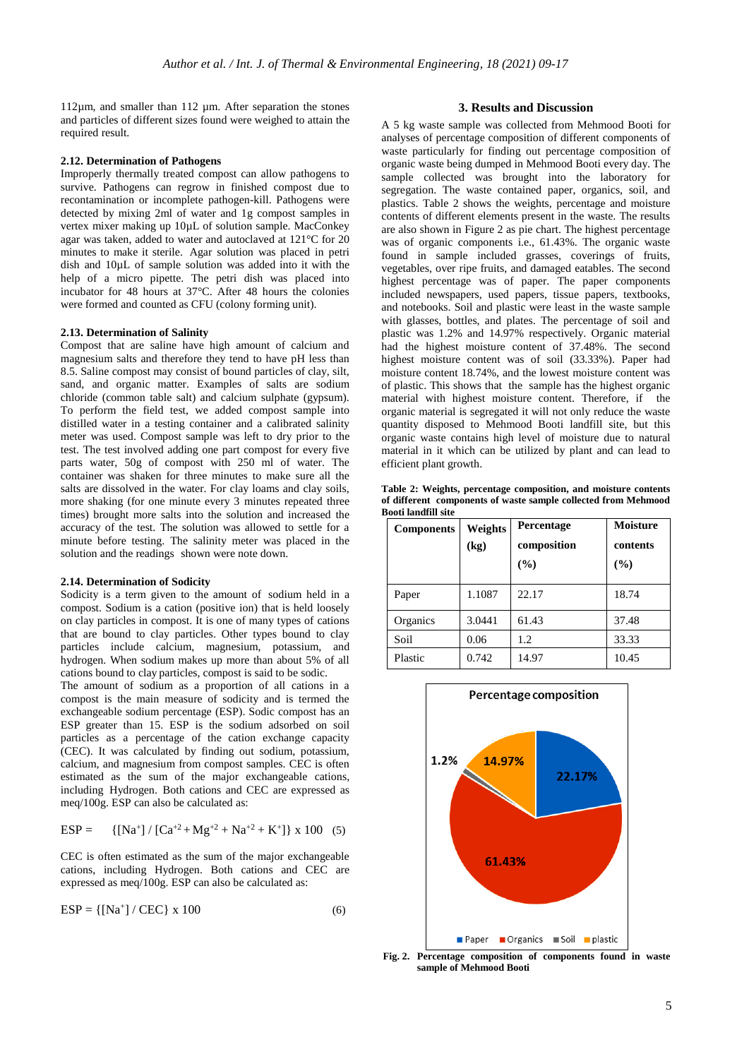112µm, and smaller than 112 µm. After separation the stones and particles of different sizes found were weighed to attain the required result.

### 2.12. Determination of Pathogens

Improperly thermally treated compost can allow pathogens to survive. Pathogens can regrow in finished compost due to recontamination or incomplete pathogen-kill. Pathogens were detected by mixing 2ml of water and 1g compost samples in vertex mixer making up 10µL of solution sample. MacConkey agar was taken, added to water and autoclaved at 121°C for 20 minutes to make it sterile. Agar solution was placed in petri dish and 10µL of sample solution was added into it with the help of a micro pipette. The petri dish was placed into incubator for 48 hours at 37°C. After 48 hours the colonies were formed and counted as CFU (colony forming unit).

### 2.13. Determination of Salinity

Compost that are saline have high amount of calcium and magnesium salts and therefore they tend to have pH less than 8.5. Saline compost may consist of bound particles of clay, silt, sand, and organic matter. Examples of salts are sodium chloride (common table salt) and calcium sulphate (gypsum). To perform the field test, we added compost sample into distilled water in a testing container and a calibrated salinity meter was used. Compost sample was left to dry prior to the test. The test involved adding one part compost for every five parts water, 50g of compost with 250 ml of water. The container was shaken for three minutes to make sure all the salts are dissolved in the water. For clay loams and clay soils, more shaking (for one minute every 3 minutes repeated three times) brought more salts into the solution and increased the accuracy of the test. The solution was allowed to settle for a minute before testing. The salinity meter was placed in the solution and the readings shown were note down.

### 2.14. Determination of Sodicity

Sodicity is a term given to the amount of sodium held in a compost. Sodium is a cation (positive ion) that is held loosely on clay particles in compost. It is one of many types of cations that are bound to clay particles. Other types bound to clay particles include calcium, magnesium, potassium, and hydrogen. When sodium makes up more than about 5% of all cations bound to clay particles, compost is said to be sodic.

The amount of sodium as a proportion of all cations in a compost is the main measure of sodicity and is termed the exchangeable sodium percentage (ESP). Sodic compost has an ESP greater than 15. ESP is the sodium adsorbed on soil particles as a percentage of the cation exchange capacity (CEC). It was calculated by finding out sodium, potassium, calcium, and magnesium from compost samples. CEC is often estimated as the sum of the major exchangeable cations, including Hydrogen. Both cations and CEC are expressed as meq/100g. ESP can also be calculated as:

$$\text{ESP} = \{[Na^{+}] / [Ca^{+2} + Mg^{+2} + Na^{+2} + K^{+}]\} \times 100 \quad (5)$$

CEC is often estimated as the sum of the major exchangeable cations, including Hydrogen. Both cations and CEC are expressed as meq/100g. ESP can also be calculated as:

$$\text{ESP} = \{[Na^{+}] / \text{CEC}\} \times 100 \quad (6)$$

## 3. Results and Discussion

A 5 kg waste sample was collected from Mehmood Booti for analyses of percentage composition of different components of waste particularly for finding out percentage composition of organic waste being dumped in Mehmood Booti every day. The sample collected was brought into the laboratory for segregation. The waste contained paper, organics, soil, and plastics. Table 2 shows the weights, percentage and moisture contents of different elements present in the waste. The results are also shown in Figure 2 as pie chart. The highest percentage was of organic components i.e., 61.43%. The organic waste found in sample included grasses, coverings of fruits, vegetables, over ripe fruits, and damaged eatables. The second highest percentage was of paper. The paper components included newspapers, used papers, tissue papers, textbooks, and notebooks. Soil and plastic were least in the waste sample with glasses, bottles, and plates. The percentage of soil and plastic was 1.2% and 14.97% respectively. Organic material had the highest moisture content of 37.48%. The second highest moisture content was of soil (33.33%). Paper had moisture content 18.74%, and the lowest moisture content was of plastic. This shows that the sample has the highest organic material with highest moisture content. Therefore, if the organic material is segregated it will not only reduce the waste quantity disposed to Mehmood Booti landfill site, but this organic waste contains high level of moisture due to natural material in it which can be utilized by plant and can lead to efficient plant growth.

**Table 2: Weights, percentage composition, and moisture contents of different components of waste sample collected from Mehmood Booti landfill site**

| Components | Weights (kg) | Percentage composition (%) | Moisture contents (%) |
|---|---|---|---|
| Paper | 1.1087 | 22.17 | 18.74 |
| Organics | 3.0441 | 61.43 | 37.48 |
| Soil | 0.06 | 1.2 | 33.33 |
| Plastic | 0.742 | 14.97 | 10.45 |

**Fig. 2. Percentage composition of components found in waste sample of Mehmood Booti**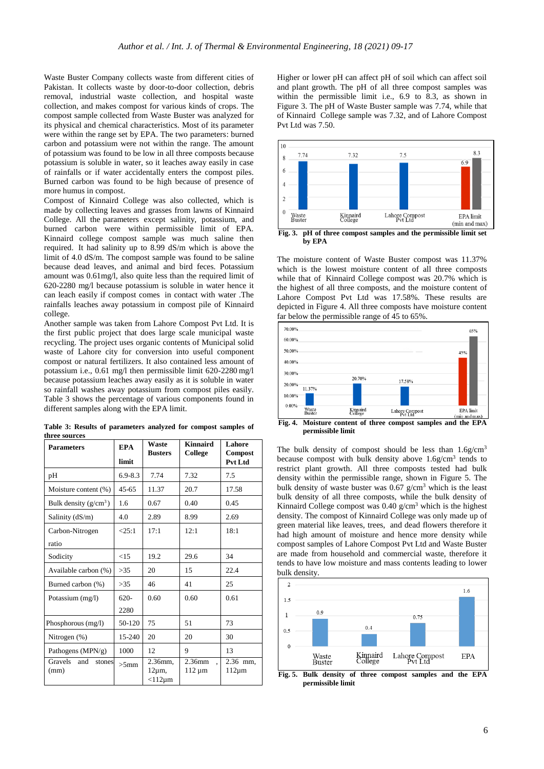Waste Buster Company collects waste from different cities of Pakistan. It collects waste by door-to-door collection, debris removal, industrial waste collection, and hospital waste collection, and makes compost for various kinds of crops. The compost sample collected from Waste Buster was analyzed for its physical and chemical characteristics. Most of its parameter were within the range set by EPA. The two parameters: burned carbon and potassium were not within the range. The amount of potassium was found to be low in all three composts because potassium is soluble in water, so it leaches away easily in case of rainfalls or if water accidentally enters the compost piles. Burned carbon was found to be high because of presence of more humus in compost.

Compost of Kinnaird College was also collected, which is made by collecting leaves and grasses from lawns of Kinnaird College. All the parameters except salinity, potassium, and burned carbon were within permissible limit of EPA. Kinnaird college compost sample was much saline then required. It had salinity up to 8.99 dS/m which is above the limit of 4.0 dS/m. The compost sample was found to be saline because dead leaves, and animal and bird feces. Potassium amount was 0.61mg/l, which also quite less than the required limit of 620-2280 mg/l because potassium is soluble in water hence it can leach easily if compost comes in contact with water .The rainfalls leaches away potassium in compost pile of Kinnaird college.

Another sample was taken from Lahore Compost Pvt Ltd. It is the first public project that does large scale municipal waste recycling. The project uses organic contents of Municipal solid waste of Lahore city for conversion into useful component compost or natural fertilizers. It also contained less amount of potassium i.e., 0.61 mg/l then permissible limit 620-2280 mg/l because potassium leaches away easily as it is soluble in water so rainfall washes away potassium from compost piles easily. Table 3 shows the percentage of various components found in different samples along with the EPA limit.

**Table 3: Results of parameters analyzed for compost samples of three sources**

| Parameters | EPA limit | Waste Busters | Kinnaird College | Lahore Compost Pvt Ltd |
|---|---|---|---|---|
| pH | 6.9-8.3 | 7.74 | 7.32 | 7.5 |
| Moisture content (%) | 45-65 | 11.37 | 20.7 | 17.58 |
| Bulk density (g/cm$^3$) | 1.6 | 0.67 | 0.40 | 0.45 |
| Salinity (dS/m) | 4.0 | 2.89 | 8.99 | 2.69 |
| Carbon-Nitrogen ratio | <25:1 | 17:1 | 12:1 | 18:1 |
| Sodicity | <15 | 19.2 | 29.6 | 34 |
| Available carbon (%) | >35 | 20 | 15 | 22.4 |
| Burned carbon (%) | >35 | 46 | 41 | 25 |
| Potassium (mg/l) | 620-2280 | 0.60 | 0.60 | 0.61 |
| Phosphorous (mg/l) | 50-120 | 75 | 51 | 73 |
| Nitrogen (%) | 15-240 | 20 | 20 | 30 |
| Pathogens (MPN/g) | 1000 | 12 | 9 | 13 |
| Gravels and stones (mm) | >5mm | 2.36mm, 12µm, <112µm | 2.36mm , 112 µm | 2.36 mm, 112µm |

Higher or lower pH can affect pH of soil which can affect soil and plant growth. The pH of all three compost samples was within the permissible limit i.e., 6.9 to 8.3, as shown in Figure 3. The pH of Waste Buster sample was 7.74, while that of Kinnaird College sample was 7.32, and of Lahore Compost Pvt Ltd was 7.50.

**Fig. 3. pH of three compost samples and the permissible limit set by EPA**

The moisture content of Waste Buster compost was 11.37% which is the lowest moisture content of all three composts while that of Kinnaird College compost was 20.7% which is the highest of all three composts, and the moisture content of Lahore Compost Pvt Ltd was 17.58%. These results are depicted in Figure 4. All three composts have moisture content far below the permissible range of 45 to 65%.

**Fig. 4. Moisture content of three compost samples and the EPA permissible limit**

The bulk density of compost should be less than 1.6g/cm$^3$ because compost with bulk density above 1.6g/cm$^3$ tends to restrict plant growth. All three composts tested had bulk density within the permissible range, shown in Figure 5. The bulk density of waste buster was 0.67 g/cm$^3$ which is the least bulk density of all three composts, while the bulk density of Kinnaird College compost was 0.40 g/cm$^3$ which is the highest density. The compost of Kinnaird College was only made up of green material like leaves, trees, and dead flowers therefore it had high amount of moisture and hence more density while compost samples of Lahore Compost Pvt Ltd and Waste Buster are made from household and commercial waste, therefore it tends to have low moisture and mass contents leading to lower bulk density.

**Fig. 5. Bulk density of three compost samples and the EPA permissible limit**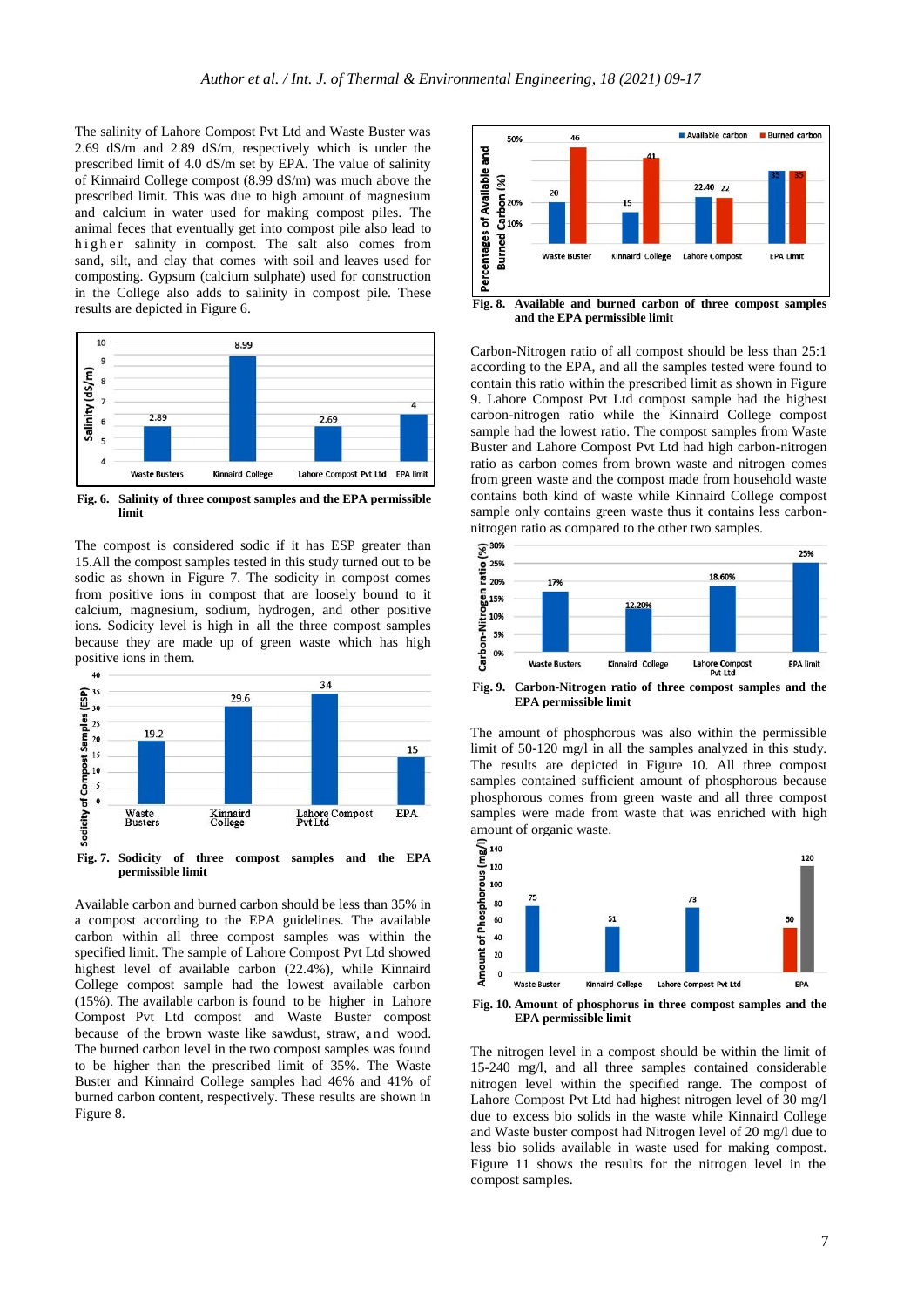The salinity of Lahore Compost Pvt Ltd and Waste Buster was 2.69 dS/m and 2.89 dS/m, respectively which is under the prescribed limit of 4.0 dS/m set by EPA. The value of salinity of Kinnaird College compost (8.99 dS/m) was much above the prescribed limit. This was due to high amount of magnesium and calcium in water used for making compost piles. The animal feces that eventually get into compost pile also lead to higher salinity in compost. The salt also comes from sand, silt, and clay that comes with soil and leaves used for composting. Gypsum (calcium sulphate) used for construction in the College also adds to salinity in compost pile. These results are depicted in Figure 6.

**Fig. 6.** **Salinity of three compost samples and the EPA permissible limit**

The compost is considered sodic if it has ESP greater than 15.All the compost samples tested in this study turned out to be sodic as shown in Figure 7. The sodicity in compost comes from positive ions in compost that are loosely bound to it calcium, magnesium, sodium, hydrogen, and other positive ions. Sodicity level is high in all the three compost samples because they are made up of green waste which has high positive ions in them.

**Fig. 7.** **Sodicity of three compost samples and the EPA permissible limit**

Available carbon and burned carbon should be less than 35% in a compost according to the EPA guidelines. The available carbon within all three compost samples was within the specified limit. The sample of Lahore Compost Pvt Ltd showed highest level of available carbon (22.4%), while Kinnaird College compost sample had the lowest available carbon (15%). The available carbon is found to be higher in Lahore Compost Pvt Ltd compost and Waste Buster compost because of the brown waste like sawdust, straw, and wood. The burned carbon level in the two compost samples was found to be higher than the prescribed limit of 35%. The Waste Buster and Kinnaird College samples had 46% and 41% of burned carbon content, respectively. These results are shown in Figure 8.

**Fig. 8.** **Available and burned carbon of three compost samples and the EPA permissible limit**

Carbon-Nitrogen ratio of all compost should be less than 25:1 according to the EPA, and all the samples tested were found to contain this ratio within the prescribed limit as shown in Figure 9. Lahore Compost Pvt Ltd compost sample had the highest carbon-nitrogen ratio while the Kinnaird College compost sample had the lowest ratio. The compost samples from Waste Buster and Lahore Compost Pvt Ltd had high carbon-nitrogen ratio as carbon comes from brown waste and nitrogen comes from green waste and the compost made from household waste contains both kind of waste while Kinnaird College compost sample only contains green waste thus it contains less carbon-nitrogen ratio as compared to the other two samples.

**Fig. 9.** **Carbon-Nitrogen ratio of three compost samples and the EPA permissible limit**

The amount of phosphorous was also within the permissible limit of 50-120 mg/l in all the samples analyzed in this study. The results are depicted in Figure 10. All three compost samples contained sufficient amount of phosphorous because phosphorous comes from green waste and all three compost samples were made from waste that was enriched with high amount of organic waste.

**Fig. 10.** **Amount of phosphorus in three compost samples and the EPA permissible limit**

The nitrogen level in a compost should be within the limit of 15-240 mg/l, and all three samples contained considerable nitrogen level within the specified range. The compost of Lahore Compost Pvt Ltd had highest nitrogen level of 30 mg/l due to excess bio solids in the waste while Kinnaird College and Waste buster compost had Nitrogen level of 20 mg/l due to less bio solids available in waste used for making compost. Figure 11 shows the results for the nitrogen level in the compost samples.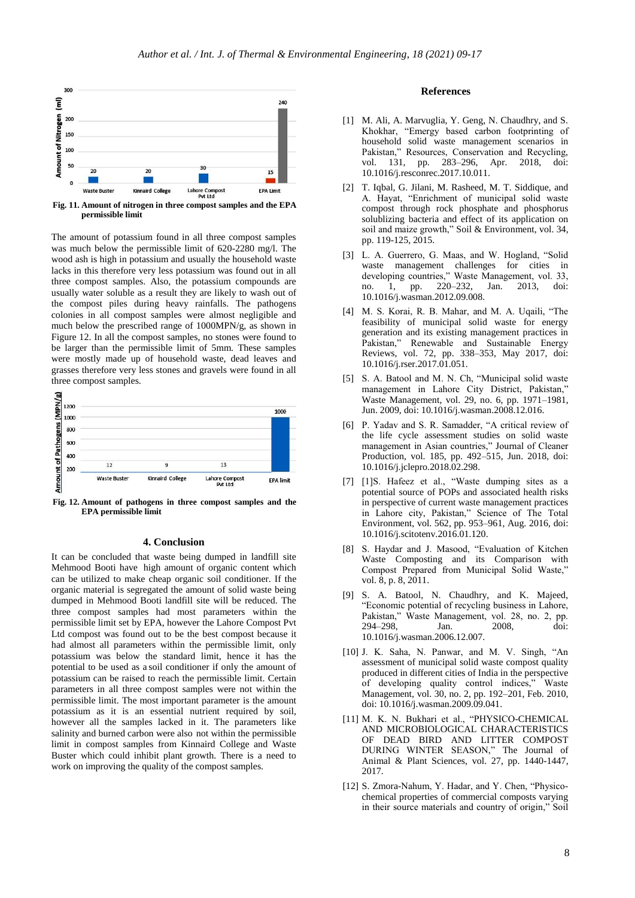Fig. 11. Amount of nitrogen in three compost samples and the EPA permissible limit

The amount of potassium found in all three compost samples was much below the permissible limit of 620-2280 mg/l. The wood ash is high in potassium and usually the household waste lacks in this therefore very less potassium was found out in all three compost samples. Also, the potassium compounds are usually water soluble as a result they are likely to wash out of the compost piles during heavy rainfalls. The pathogens colonies in all compost samples were almost negligible and much below the prescribed range of 1000MPN/g, as shown in Figure 12. In all the compost samples, no stones were found to be larger than the permissible limit of 5mm. These samples were mostly made up of household waste, dead leaves and grasses therefore very less stones and gravels were found in all three compost samples.

Fig. 12. Amount of pathogens in three compost samples and the EPA permissible limit

## 4. Conclusion

It can be concluded that waste being dumped in landfill site Mehmood Booti have high amount of organic content which can be utilized to make cheap organic soil conditioner. If the organic material is segregated the amount of solid waste being dumped in Mehmood Booti landfill site will be reduced. The three compost samples had most parameters within the permissible limit set by EPA, however the Lahore Compost Pvt Ltd compost was found out to be the best compost because it had almost all parameters within the permissible limit, only potassium was below the standard limit, hence it has the potential to be used as a soil conditioner if only the amount of potassium can be raised to reach the permissible limit. Certain parameters in all three compost samples were not within the permissible limit. The most important parameter is the amount potassium as it is an essential nutrient required by soil, however all the samples lacked in it. The parameters like salinity and burned carbon were also not within the permissible limit in compost samples from Kinnaird College and Waste Buster which could inhibit plant growth. There is a need to work on improving the quality of the compost samples.

## References

[1] M. Ali, A. Marvuglia, Y. Geng, N. Chaudhry, and S. Khokhar, "Emergy based carbon footprinting of household solid waste management scenarios in Pakistan," Resources, Conservation and Recycling, vol. 131, pp. 283–296, Apr. 2018, doi: 10.1016/j.resconrec.2017.10.011.

[2] T. Iqbal, G. Jilani, M. Rasheed, M. T. Siddique, and A. Hayat, "Enrichment of municipal solid waste compost through rock phosphate and phosphorus solubilizing bacteria and effect of its application on soil and maize growth," Soil & Environment, vol. 34, pp. 119-125, 2015.

[3] L. A. Guerrero, G. Maas, and W. Hogland, "Solid waste management challenges for cities in developing countries," Waste Management, vol. 33, no. 1, pp. 220–232, Jan. 2013, doi: 10.1016/j.wasman.2012.09.008.

[4] M. S. Korai, R. B. Mahar, and M. A. Uqaili, "The feasibility of municipal solid waste for energy generation and its existing management practices in Pakistan," Renewable and Sustainable Energy Reviews, vol. 72, pp. 338–353, May 2017, doi: 10.1016/j.rser.2017.01.051.

[5] S. A. Batool and M. N. Ch, "Municipal solid waste management in Lahore City District, Pakistan," Waste Management, vol. 29, no. 6, pp. 1971–1981, Jun. 2009, doi: 10.1016/j.wasman.2008.12.016.

[6] P. Yadav and S. R. Samadder, "A critical review of the life cycle assessment studies on solid waste management in Asian countries," Journal of Cleaner Production, vol. 185, pp. 492–515, Jun. 2018, doi: 10.1016/j.jclepro.2018.02.298.

[7] [1]S. Hafeez et al., "Waste dumping sites as a potential source of POPs and associated health risks in perspective of current waste management practices in Lahore city, Pakistan," Science of The Total Environment, vol. 562, pp. 953–961, Aug. 2016, doi: 10.1016/j.scitotenv.2016.01.120.

[8] S. Haydar and J. Masood, "Evaluation of Kitchen Waste Composting and its Comparison with Compost Prepared from Municipal Solid Waste," vol. 8, p. 8, 2011.

[9] S. A. Batool, N. Chaudhry, and K. Majeed, "Economic potential of recycling business in Lahore, Pakistan," Waste Management, vol. 28, no. 2, pp. 294–298, Jan. 2008, doi: 10.1016/j.wasman.2006.12.007.

[10] J. K. Saha, N. Panwar, and M. V. Singh, "An assessment of municipal solid waste compost quality produced in different cities of India in the perspective of developing quality control indices," Waste Management, vol. 30, no. 2, pp. 192–201, Feb. 2010, doi: 10.1016/j.wasman.2009.09.041.

[11] M. K. N. Bukhari et al., "PHYSICO-CHEMICAL AND MICROBIOLOGICAL CHARACTERISTICS OF DEAD BIRD AND LITTER COMPOST DURING WINTER SEASON," The Journal of Animal & Plant Sciences, vol. 27, pp. 1440-1447, 2017.

[12] S. Zmora-Nahum, Y. Hadar, and Y. Chen, "Physico-chemical properties of commercial composts varying in their source materials and country of origin," Soil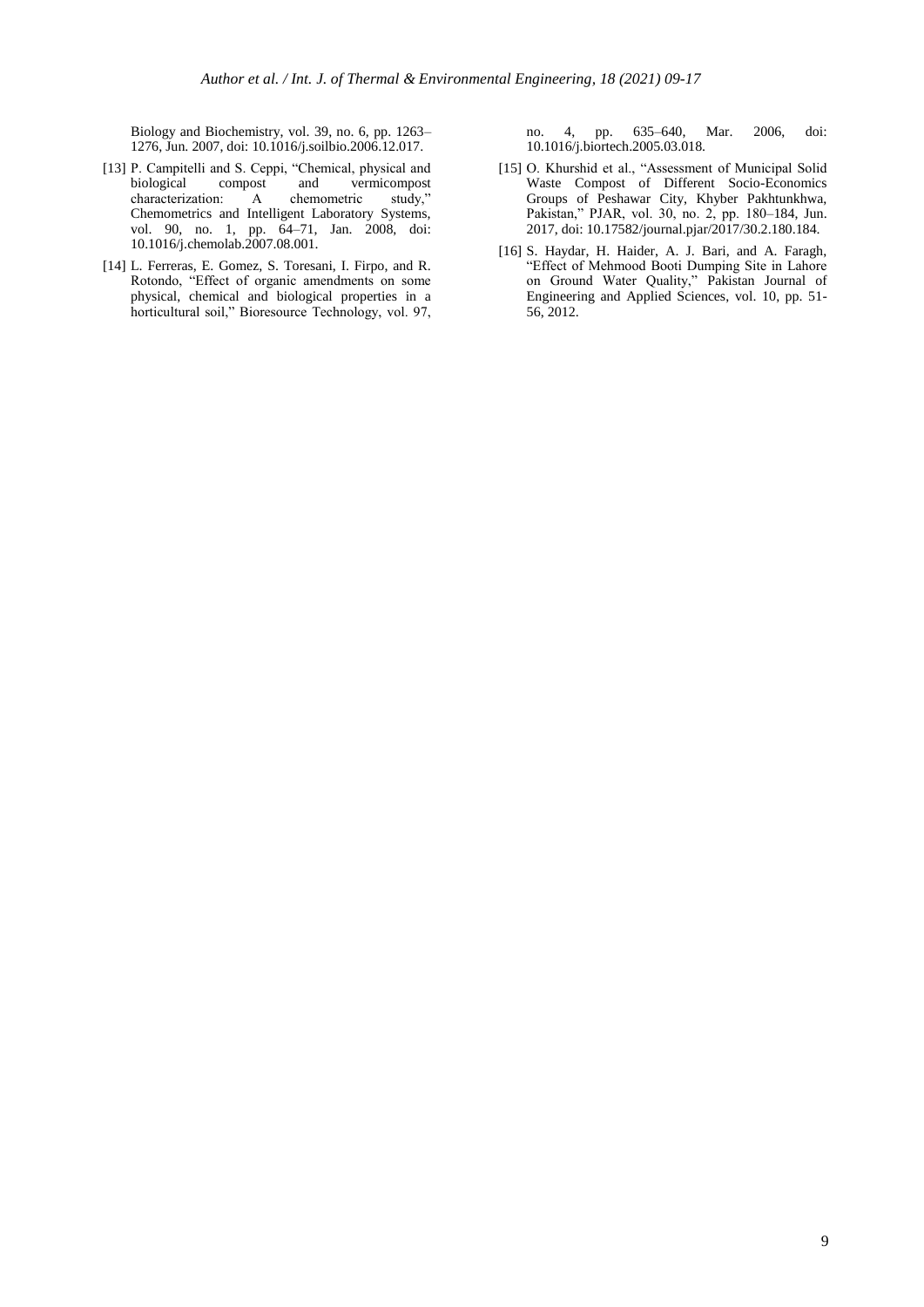Biology and Biochemistry, vol. 39, no. 6, pp. 1263–1276, Jun. 2007, doi: 10.1016/j.soilbio.2006.12.017.

[13] P. Campitelli and S. Ceppi, "Chemical, physical and biological compost and vermicompost characterization: A chemometric study," Chemometrics and Intelligent Laboratory Systems, vol. 90, no. 1, pp. 64–71, Jan. 2008, doi: 10.1016/j.chemolab.2007.08.001.

[14] L. Ferreras, E. Gomez, S. Toresani, I. Firpo, and R. Rotondo, "Effect of organic amendments on some physical, chemical and biological properties in a horticultural soil," Bioresource Technology, vol. 97, no. 4, pp. 635–640, Mar. 2006, doi: 10.1016/j.biortech.2005.03.018.

[15] O. Khurshid et al., "Assessment of Municipal Solid Waste Compost of Different Socio-Economics Groups of Peshawar City, Khyber Pakhtunkhwa, Pakistan," PJAR, vol. 30, no. 2, pp. 180–184, Jun. 2017, doi: 10.17582/journal.pjar/2017/30.2.180.184.

[16] S. Haydar, H. Haider, A. J. Bari, and A. Faragh, "Effect of Mehmood Booti Dumping Site in Lahore on Ground Water Quality," Pakistan Journal of Engineering and Applied Sciences, vol. 10, pp. 51-56, 2012.